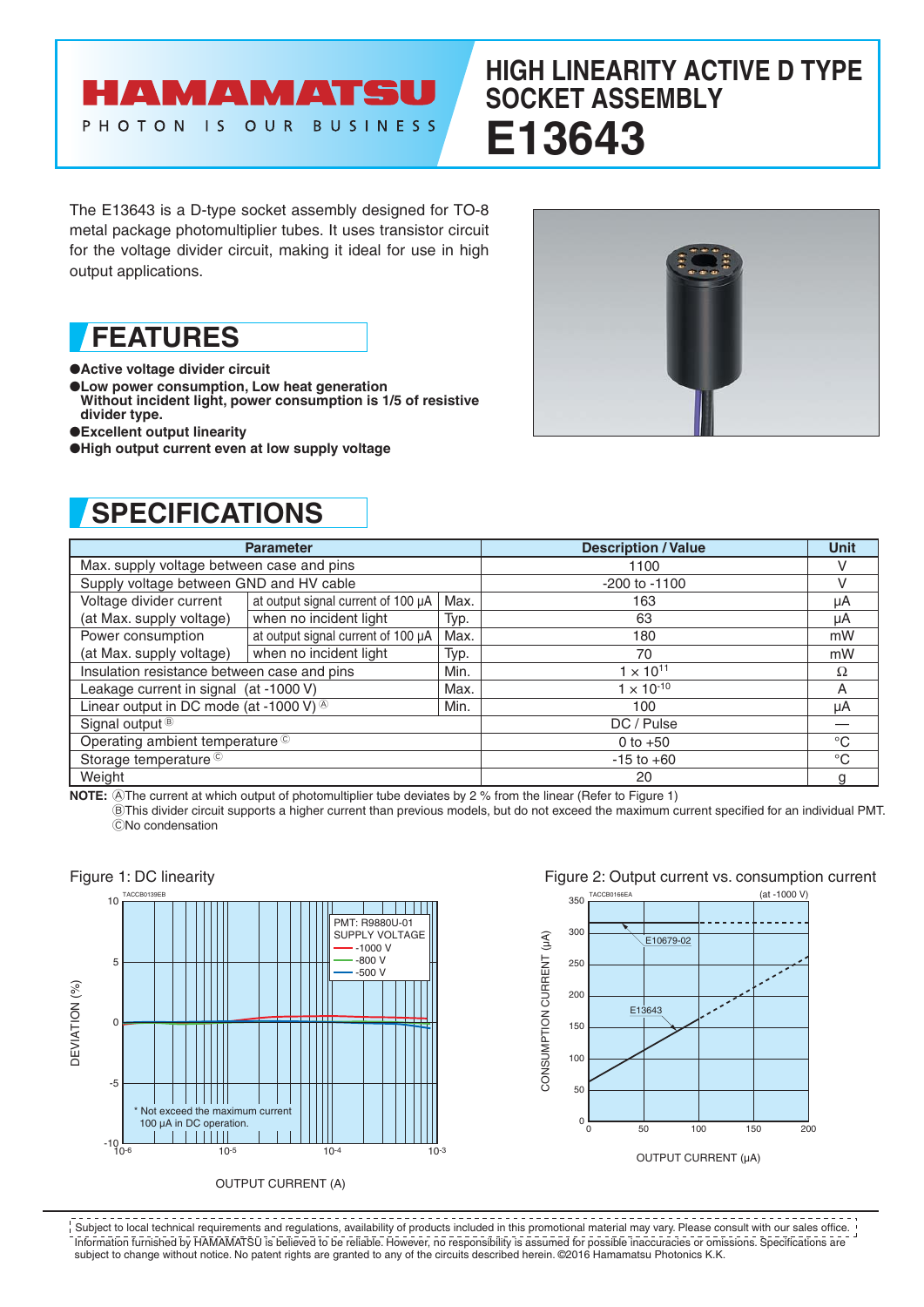# HAMAMATSU

PHOTON IS OUR BUSINESS

# HIGH LINEARITY ACTIVE D TYPE SOCKET ASSEMBLY

# E13643

The E13643 is a D-type socket assembly designed for TO-8 metal package photomultiplier tubes. It uses transistor circuit for the voltage divider circuit, making it ideal for use in high output applications.

## FEATURES

- **Active voltage divider circuit**
- **Low power consumption, Low heat generation**
  **Without incident light, power consumption is 1/5 of resistive divider type.**
- **Excellent output linearity**
- **High output current even at low supply voltage**

## SPECIFICATIONS

| Parameter | | | Description / Value | Unit |
|---|---|---|---|---|
| Max. supply voltage between case and pins | | | 1100 | V |
| Supply voltage between GND and HV cable | | | -200 to -1100 | V |
| Voltage divider current (at Max. supply voltage) | at output signal current of 100 μA | Max. | 163 | μA |
| | when no incident light | Typ. | 63 | μA |
| Power consumption (at Max. supply voltage) | at output signal current of 100 μA | Max. | 180 | mW |
| | when no incident light | Typ. | 70 | mW |
| Insulation resistance between case and pins | | Min. | $1 \times 10^{11}$ | Ω |
| Leakage current in signal (at -1000 V) | | Max. | $1 \times 10^{-10}$ | A |
| Linear output in DC mode (at -1000 V) Ⓐ | | Min. | 100 | μA |
| Signal output Ⓑ | | | DC / Pulse | — |
| Operating ambient temperature Ⓒ | | | 0 to +50 | °C |
| Storage temperature Ⓒ | | | -15 to +60 | °C |
| Weight | | | 20 | g |

**NOTE:** ⒶThe current at which output of photomultiplier tube deviates by 2 % from the linear (Refer to Figure 1)
ⒷThis divider circuit supports a higher current than previous models, but do not exceed the maximum current specified for an individual PMT.
ⒸNo condensation

Figure 1: DC linearity

Figure 2: Output current vs. consumption current

Subject to local technical requirements and regulations, availability of products included in this promotional material may vary. Please consult with our sales office.
Information furnished by HAMAMATSU is believed to be reliable. However, no responsibility is assumed for possible inaccuracies or omissions. Specifications are subject to change without notice. No patent rights are granted to any of the circuits described herein. ©2016 Hamamatsu Photonics K.K.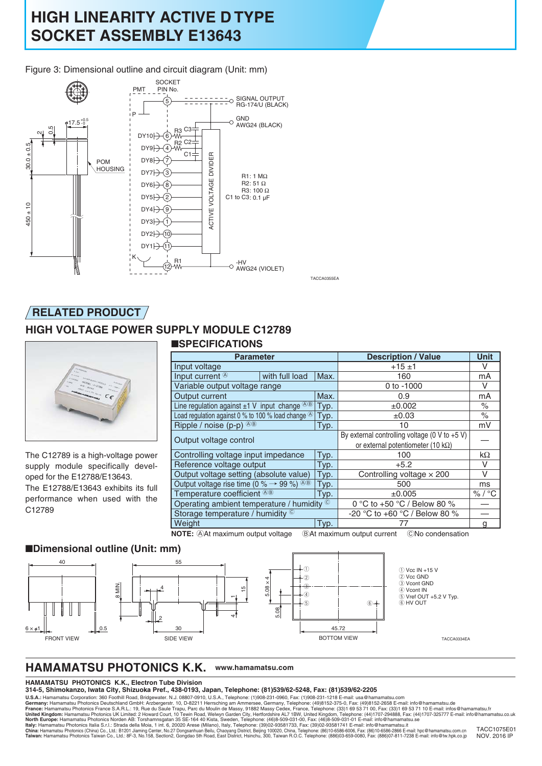# HIGH LINEARITY ACTIVE D TYPE SOCKET ASSEMBLY E13643

Figure 3: Dimensional outline and circuit diagram (Unit: mm)

φ17.5 $^{+0.5}_{-0}$

2

0.5

30.0 ± 0.5

450 ± 10

POM HOUSING

PMT

SOCKET PIN No.

P

DY10 DY9 DY8 DY7 DY6 DY5 DY4 DY3 DY2 DY1

K

R3 R2 C3 C2 C1 R1

ACTIVE VOLTAGE DIVIDER

SIGNAL OUTPUT RG-174/U (BLACK)

GND AWG24 (BLACK)

R1: 1 MΩ
R2: 51 Ω
R3: 100 Ω
C1 to C3: 0.1 μF

-HV AWG24 (VIOLET)

TACCA0355EA

## RELATED PRODUCT

## HIGH VOLTAGE POWER SUPPLY MODULE C12789

The C12789 is a high-voltage power supply module specifically developed for the E12788/E13643.
The E12788/E13643 exhibits its full performance when used with the C12789

### ■SPECIFICATIONS

| Parameter | | | Description / Value | Unit |
|---|---|---|---|---|
| Input voltage | | | +15 ±1 | V |
| Input current Ⓐ | with full load | Max. | 160 | mA |
| Variable output voltage range | | | 0 to -1000 | V |
| Output current | | Max. | 0.9 | mA |
| Line regulation against ±1 V input change ⒶⒷ | | Typ. | ±0.002 | % |
| Load regulation against 0 % to 100 % load change Ⓐ | | Typ. | ±0.03 | % |
| Ripple / noise (p-p) ⒶⒷ | | Typ. | 10 | mV |
| Output voltage control | | | By external controlling voltage (0 V to +5 V) or external potentiometer (10 kΩ) | — |
| Controlling voltage input impedance | | Typ. | 100 | kΩ |
| Reference voltage output | | Typ. | +5.2 | V |
| Output voltage setting (absolute value) | | Typ. | Controlling voltage × 200 | V |
| Output voltage rise time (0 % → 99 %) ⒶⒷ | | Typ. | 500 | ms |
| Temperature coefficient ⒶⒷ | | Typ. | ±0.005 | % / °C |
| Operating ambient temperature / humidity Ⓒ | | | 0 °C to +50 °C / Below 80 % | — |
| Storage temperature / humidity Ⓒ | | | -20 °C to +60 °C / Below 80 % | — |
| Weight | | Typ. | 77 | g |

**NOTE:** ⒶAt maximum output voltage ⒷAt maximum output current ⒸNo condensation

### ■Dimensional outline (Unit: mm)

FRONT VIEW: 40, 6 × φ1, 0.5

SIDE VIEW: 55, 8 MIN., 4, 15, 1, 2, 30, 4

BOTTOM VIEW: 5.08 × 4, 5.08, 45.72

① Vcc IN +15 V
② Vcc GND
③ Vcont GND
④ Vcont IN
⑤ Vref OUT +5.2 V Typ.
⑥ HV OUT

TACCA0334EA

## HAMAMATSU PHOTONICS K.K. www.hamamatsu.com

**HAMAMATSU PHOTONICS K.K., Electron Tube Division**
**314-5, Shimokanzo, Iwata City, Shizuoka Pref., 438-0193, Japan, Telephone: (81)539/62-5248, Fax: (81)539/62-2205**

**U.S.A.:** Hamamatsu Corporation: 360 Foothill Road, Bridgewater. N.J. 08807-0910, U.S.A., Telephone: (1)908-231-0960, Fax: (1)908-231-1218 E-mail: usa@hamamatsu.com
**Germany:** Hamamatsu Photonics Deutschland GmbH: Arzbergerstr. 10, D-82211 Herrsching am Ammersee, Germany, Telephone: (49)8152-375-0, Fax: (49)8152-2658 E-mail: info@hamamatsu.de
**France:** Hamamatsu Photonics France S.A.R.L.: 19, Rue du Saule Trapu, Parc du Moulin de Massy, 91882 Massy Cedex, France, Telephone: (33)1 69 53 71 00, Fax: (33)1 69 53 71 10 E-mail: infos@hamamatsu.fr
**United Kingdom:** Hamamatsu Photonics UK Limited: 2 Howard Court, 10 Tewin Road, Welwyn Garden City, Hertfordshire AL7 1BW, United Kingdom, Telephone: (44)1707-294888, Fax: (44)1707-325777 E-mail: info@hamamatsu.co.uk
**North Europe:** Hamamatsu Photonics Norden AB: Torshamnsgatan 35 SE-164 40 Kista, Sweden, Telephone: (46)8-509-031-00, Fax: (46)8-509-031-01 E-mail: info@hamamatsu.se
**Italy:** Hamamatsu Photonics Italia S.r.l.: Strada della Moia, 1 int. 6, 20020 Arese (Milano), Italy, Telephone: (39)02-93581733, Fax: (39)02-93581741 E-mail: info@hamamatsu.it
**China:** Hamamatsu Photonics (China) Co., Ltd.: B1201 Jiaming Center, No.27 Dongsanhuan Beilu, Chaoyang District, Beijing 100020, China, Telephone: (86)10-6586-6006, Fax: (86)10-6586-2866 E-mail: hpc@hamamatsu.com.cn
**Taiwan:** Hamamatsu Photonics Taiwan Co., Ltd.: 8F-3, No.158, Section2, Gongdao 5th Road, East District, Hsinchu, 300, Taiwan R.O.C. Telephone: (886)03-659-0080, Fax: (886)07-811-7238 E-mail: info@tw.hpk.co.jp

TACC1075E01
NOV. 2016 IP